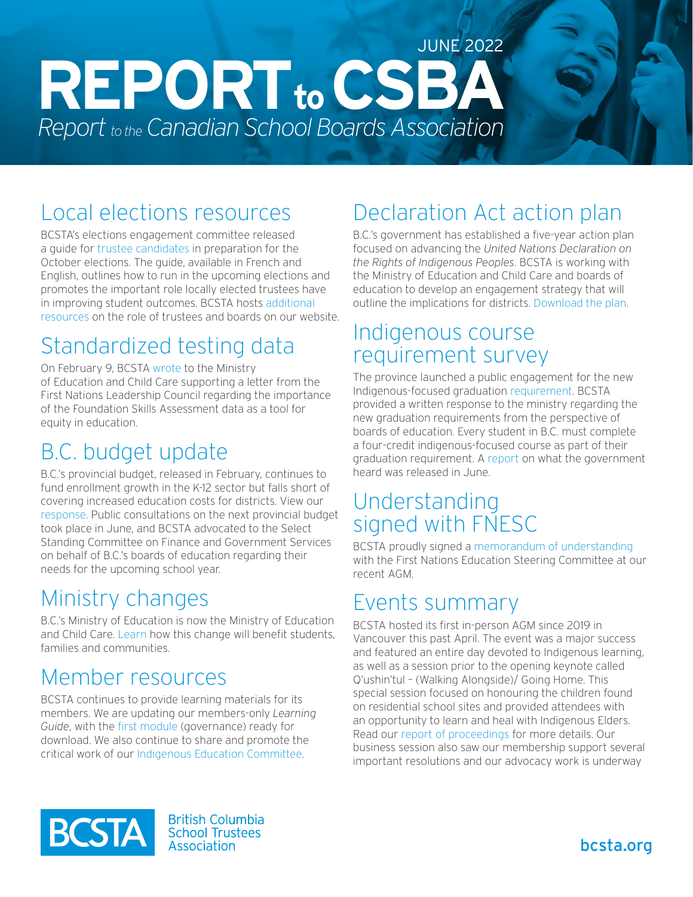JUNE 2022

# REPORT to CSBA

*Report to the Canadian School Boards Association*

## Local elections resources

BCSTA's elections engagement committee released a guide for trustee candidates in preparation for the October elections. The guide, available in French and English, outlines how to run in the upcoming elections and promotes the important role locally elected trustees have in improving student outcomes. BCSTA hosts additional resources on the role of trustees and boards on our website.

## Standardized testing data

On February 9, BCSTA wrote to the Ministry of Education and Child Care supporting a letter from the First Nations Leadership Council regarding the importance of the Foundation Skills Assessment data as a tool for equity in education.

## B.C. budget update

B.C.'s provincial budget, released in February, continues to fund enrollment growth in the K-12 sector but falls short of covering increased education costs for districts. View our response. Public consultations on the next provincial budget took place in June, and BCSTA advocated to the Select Standing Committee on Finance and Government Services on behalf of B.C.'s boards of education regarding their needs for the upcoming school year.

## Ministry changes

B.C.'s Ministry of Education is now the Ministry of Education and Child Care. Learn how this change will benefit students, families and communities.

## Member resources

BCSTA continues to provide learning materials for its members. We are updating our members-only *Learning Guide*, with the first module (governance) ready for download. We also continue to share and promote the critical work of our Indigenous Education Committee.

## Declaration Act action plan

B.C.'s government has established a five-year action plan focused on advancing the *United Nations Declaration on the Rights of Indigenous Peoples*. BCSTA is working with the Ministry of Education and Child Care and boards of education to develop an engagement strategy that will outline the implications for districts. Download the plan.

## Indigenous course requirement survey

The province launched a public engagement for the new Indigenous-focused graduation requirement. BCSTA provided a written response to the ministry regarding the new graduation requirements from the perspective of boards of education. Every student in B.C. must complete a four-credit indigenous-focused course as part of their graduation requirement. A report on what the government heard was released in June.

## Understanding signed with FNESC

BCSTA proudly signed a memorandum of understanding with the First Nations Education Steering Committee at our recent AGM.

## Events summary

BCSTA hosted its first in-person AGM since 2019 in Vancouver this past April. The event was a major success and featured an entire day devoted to Indigenous learning, as well as a session prior to the opening keynote called Q'ushin'tul – (Walking Alongside)/ Going Home. This special session focused on honouring the children found on residential school sites and provided attendees with an opportunity to learn and heal with Indigenous Elders. Read our report of proceedings for more details. Our business session also saw our membership support several important resolutions and our advocacy work is underway

BCSTA British Columbia School Trustees Association

bcsta.org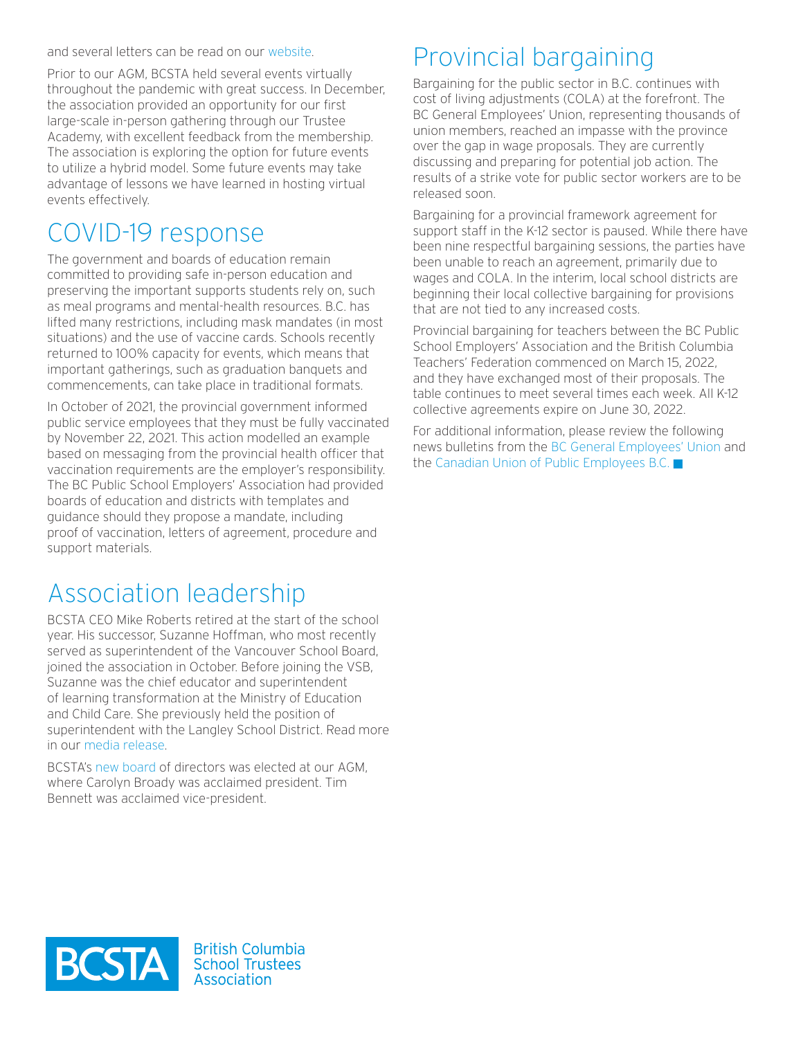and several letters can be read on our website.

Prior to our AGM, BCSTA held several events virtually throughout the pandemic with great success. In December, the association provided an opportunity for our first large-scale in-person gathering through our Trustee Academy, with excellent feedback from the membership. The association is exploring the option for future events to utilize a hybrid model. Some future events may take advantage of lessons we have learned in hosting virtual events effectively.

## COVID-19 response

The government and boards of education remain committed to providing safe in-person education and preserving the important supports students rely on, such as meal programs and mental-health resources. B.C. has lifted many restrictions, including mask mandates (in most situations) and the use of vaccine cards. Schools recently returned to 100% capacity for events, which means that important gatherings, such as graduation banquets and commencements, can take place in traditional formats.

In October of 2021, the provincial government informed public service employees that they must be fully vaccinated by November 22, 2021. This action modelled an example based on messaging from the provincial health officer that vaccination requirements are the employer's responsibility. The BC Public School Employers' Association had provided boards of education and districts with templates and guidance should they propose a mandate, including proof of vaccination, letters of agreement, procedure and support materials.

## Association leadership

BCSTA CEO Mike Roberts retired at the start of the school year. His successor, Suzanne Hoffman, who most recently served as superintendent of the Vancouver School Board, joined the association in October. Before joining the VSB, Suzanne was the chief educator and superintendent of learning transformation at the Ministry of Education and Child Care. She previously held the position of superintendent with the Langley School District. Read more in our media release.

BCSTA's new board of directors was elected at our AGM, where Carolyn Broady was acclaimed president. Tim Bennett was acclaimed vice-president.

## Provincial bargaining

Bargaining for the public sector in B.C. continues with cost of living adjustments (COLA) at the forefront. The BC General Employees' Union, representing thousands of union members, reached an impasse with the province over the gap in wage proposals. They are currently discussing and preparing for potential job action. The results of a strike vote for public sector workers are to be released soon.

Bargaining for a provincial framework agreement for support staff in the K-12 sector is paused. While there have been nine respectful bargaining sessions, the parties have been unable to reach an agreement, primarily due to wages and COLA. In the interim, local school districts are beginning their local collective bargaining for provisions that are not tied to any increased costs.

Provincial bargaining for teachers between the BC Public School Employers' Association and the British Columbia Teachers' Federation commenced on March 15, 2022, and they have exchanged most of their proposals. The table continues to meet several times each week. All K-12 collective agreements expire on June 30, 2022.

For additional information, please review the following news bulletins from the BC General Employees' Union and the Canadian Union of Public Employees B.C.

BCSTA British Columbia School Trustees Association